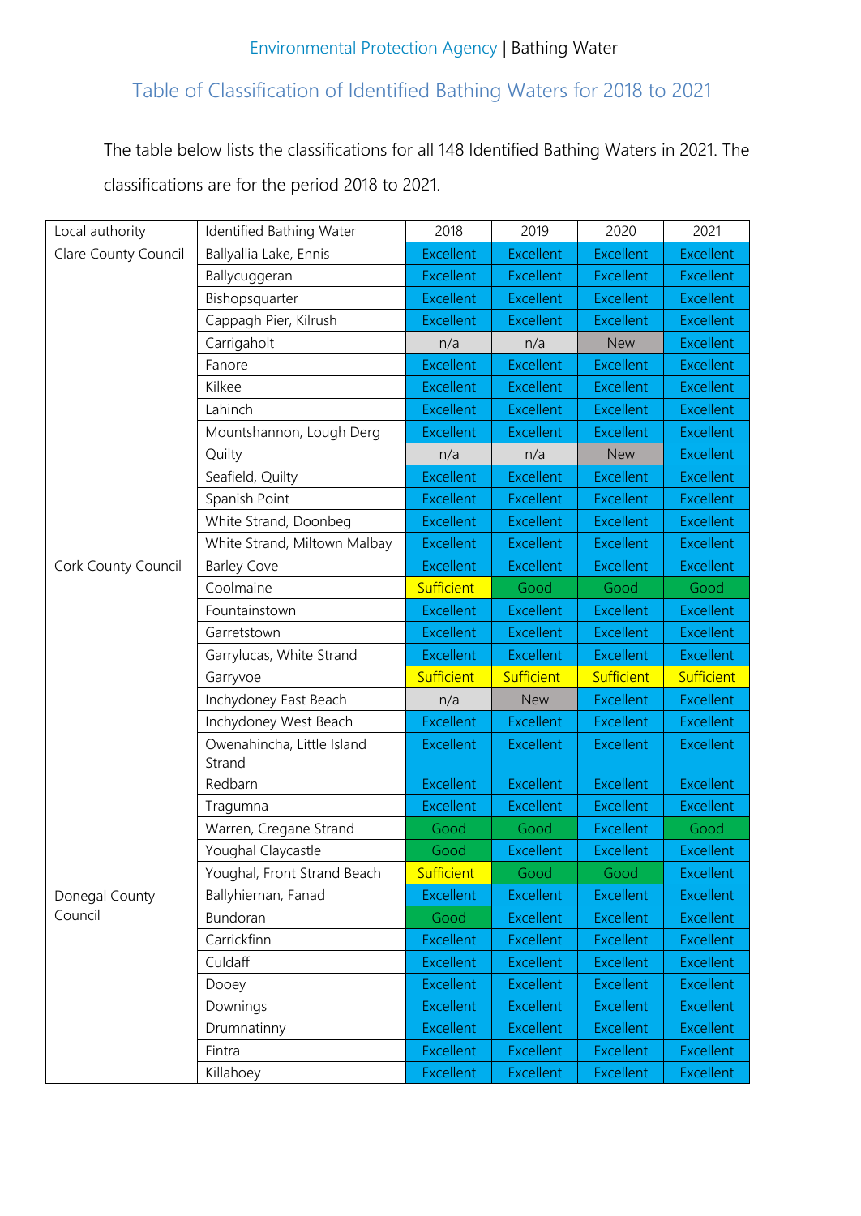Environmental Protection Agency | Bathing Water

## Table of Classification of Identified Bathing Waters for 2018 to 2021

The table below lists the classifications for all 148 Identified Bathing Waters in 2021. The classifications are for the period 2018 to 2021.

| Local authority | Identified Bathing Water | 2018 | 2019 | 2020 | 2021 |
|---|---|---|---|---|---|
| Clare County Council | Ballyallia Lake, Ennis | Excellent | Excellent | Excellent | Excellent |
| | Ballycuggeran | Excellent | Excellent | Excellent | Excellent |
| | Bishopsquarter | Excellent | Excellent | Excellent | Excellent |
| | Cappagh Pier, Kilrush | Excellent | Excellent | Excellent | Excellent |
| | Carrigaholt | n/a | n/a | New | Excellent |
| | Fanore | Excellent | Excellent | Excellent | Excellent |
| | Kilkee | Excellent | Excellent | Excellent | Excellent |
| | Lahinch | Excellent | Excellent | Excellent | Excellent |
| | Mountshannon, Lough Derg | Excellent | Excellent | Excellent | Excellent |
| | Quilty | n/a | n/a | New | Excellent |
| | Seafield, Quilty | Excellent | Excellent | Excellent | Excellent |
| | Spanish Point | Excellent | Excellent | Excellent | Excellent |
| | White Strand, Doonbeg | Excellent | Excellent | Excellent | Excellent |
| | White Strand, Miltown Malbay | Excellent | Excellent | Excellent | Excellent |
| Cork County Council | Barley Cove | Excellent | Excellent | Excellent | Excellent |
| | Coolmaine | Sufficient | Good | Good | Good |
| | Fountainstown | Excellent | Excellent | Excellent | Excellent |
| | Garretstown | Excellent | Excellent | Excellent | Excellent |
| | Garrylucas, White Strand | Excellent | Excellent | Excellent | Excellent |
| | Garryvoe | Sufficient | Sufficient | Sufficient | Sufficient |
| | Inchydoney East Beach | n/a | New | Excellent | Excellent |
| | Inchydoney West Beach | Excellent | Excellent | Excellent | Excellent |
| | Owenahincha, Little Island Strand | Excellent | Excellent | Excellent | Excellent |
| | Redbarn | Excellent | Excellent | Excellent | Excellent |
| | Tragumna | Excellent | Excellent | Excellent | Excellent |
| | Warren, Cregane Strand | Good | Good | Excellent | Good |
| | Youghal Claycastle | Good | Excellent | Excellent | Excellent |
| | Youghal, Front Strand Beach | Sufficient | Good | Good | Excellent |
| Donegal County Council | Ballyhiernan, Fanad | Excellent | Excellent | Excellent | Excellent |
| | Bundoran | Good | Excellent | Excellent | Excellent |
| | Carrickfinn | Excellent | Excellent | Excellent | Excellent |
| | Culdaff | Excellent | Excellent | Excellent | Excellent |
| | Dooey | Excellent | Excellent | Excellent | Excellent |
| | Downings | Excellent | Excellent | Excellent | Excellent |
| | Drumnatinny | Excellent | Excellent | Excellent | Excellent |
| | Fintra | Excellent | Excellent | Excellent | Excellent |
| | Killahoey | Excellent | Excellent | Excellent | Excellent |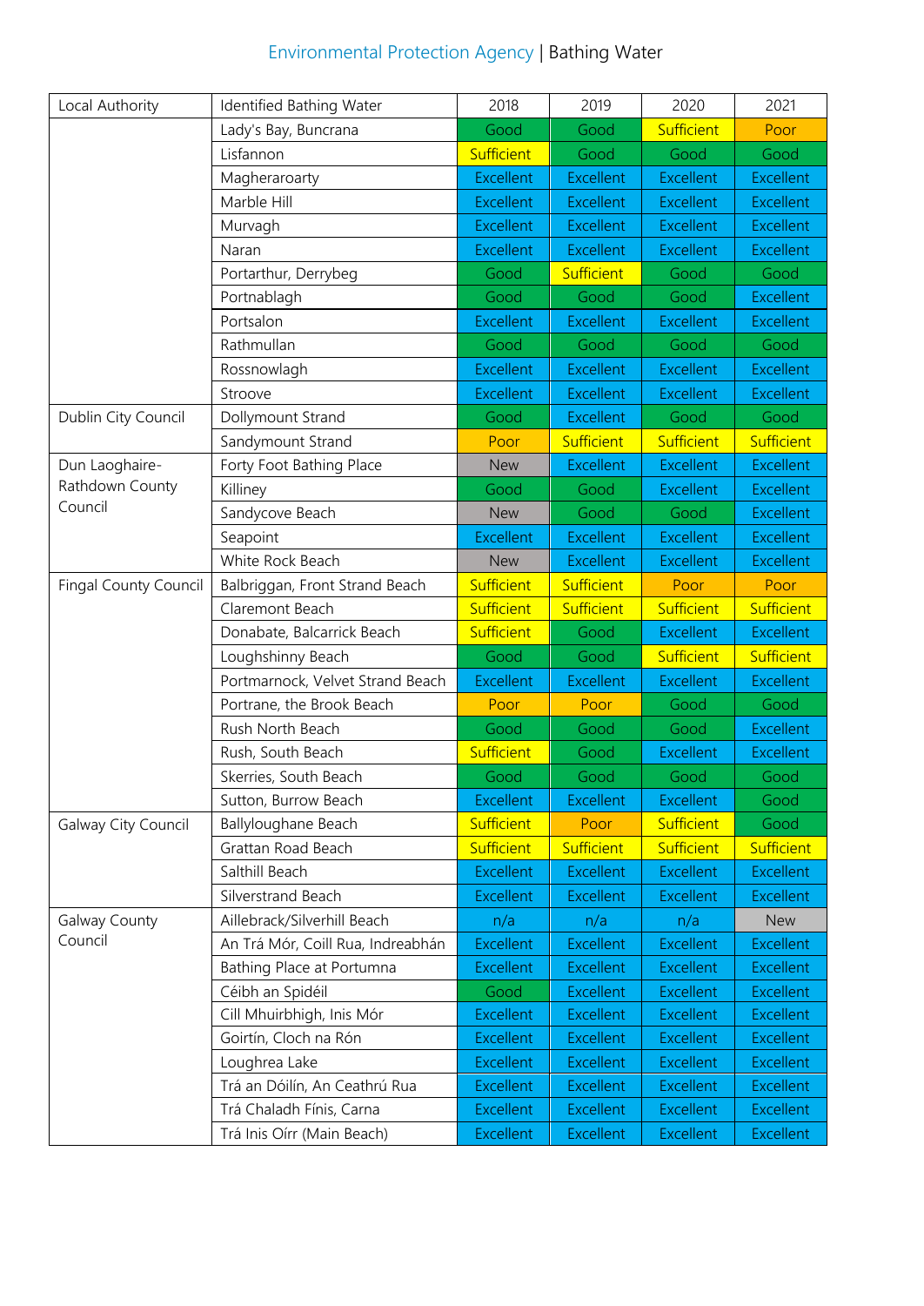| Local Authority | Identified Bathing Water | 2018 | 2019 | 2020 | 2021 |
|---|---|---|---|---|---|
| | Lady's Bay, Buncrana | Good | Good | Sufficient | Poor |
| | Lisfannon | Sufficient | Good | Good | Good |
| | Magheraroarty | Excellent | Excellent | Excellent | Excellent |
| | Marble Hill | Excellent | Excellent | Excellent | Excellent |
| | Murvagh | Excellent | Excellent | Excellent | Excellent |
| | Naran | Excellent | Excellent | Excellent | Excellent |
| | Portarthur, Derrybeg | Good | Sufficient | Good | Good |
| | Portnablagh | Good | Good | Good | Excellent |
| | Portsalon | Excellent | Excellent | Excellent | Excellent |
| | Rathmullan | Good | Good | Good | Good |
| | Rossnowlagh | Excellent | Excellent | Excellent | Excellent |
| | Stroove | Excellent | Excellent | Excellent | Excellent |
| Dublin City Council | Dollymount Strand | Good | Excellent | Good | Good |
| | Sandymount Strand | Poor | Sufficient | Sufficient | Sufficient |
| Dun Laoghaire-Rathdown County Council | Forty Foot Bathing Place | New | Excellent | Excellent | Excellent |
| | Killiney | Good | Good | Excellent | Excellent |
| | Sandycove Beach | New | Good | Good | Excellent |
| | Seapoint | Excellent | Excellent | Excellent | Excellent |
| | White Rock Beach | New | Excellent | Excellent | Excellent |
| Fingal County Council | Balbriggan, Front Strand Beach | Sufficient | Sufficient | Poor | Poor |
| | Claremont Beach | Sufficient | Sufficient | Sufficient | Sufficient |
| | Donabate, Balcarrick Beach | Sufficient | Good | Excellent | Excellent |
| | Loughshinny Beach | Good | Good | Sufficient | Sufficient |
| | Portmarnock, Velvet Strand Beach | Excellent | Excellent | Excellent | Excellent |
| | Portrane, the Brook Beach | Poor | Poor | Good | Good |
| | Rush North Beach | Good | Good | Good | Excellent |
| | Rush, South Beach | Sufficient | Good | Excellent | Excellent |
| | Skerries, South Beach | Good | Good | Good | Good |
| | Sutton, Burrow Beach | Excellent | Excellent | Excellent | Good |
| Galway City Council | Ballyloughane Beach | Sufficient | Poor | Sufficient | Good |
| | Grattan Road Beach | Sufficient | Sufficient | Sufficient | Sufficient |
| | Salthill Beach | Excellent | Excellent | Excellent | Excellent |
| | Silverstrand Beach | Excellent | Excellent | Excellent | Excellent |
| Galway County Council | Aillebrack/Silverhill Beach | n/a | n/a | n/a | New |
| | An Trá Mór, Coill Rua, Indreabhán | Excellent | Excellent | Excellent | Excellent |
| | Bathing Place at Portumna | Excellent | Excellent | Excellent | Excellent |
| | Céibh an Spidéil | Good | Excellent | Excellent | Excellent |
| | Cill Mhuirbhigh, Inis Mór | Excellent | Excellent | Excellent | Excellent |
| | Goirtín, Cloch na Rón | Excellent | Excellent | Excellent | Excellent |
| | Loughrea Lake | Excellent | Excellent | Excellent | Excellent |
| | Trá an Dóilín, An Ceathrú Rua | Excellent | Excellent | Excellent | Excellent |
| | Trá Chaladh Fínis, Carna | Excellent | Excellent | Excellent | Excellent |
| | Trá Inis Oírr (Main Beach) | Excellent | Excellent | Excellent | Excellent |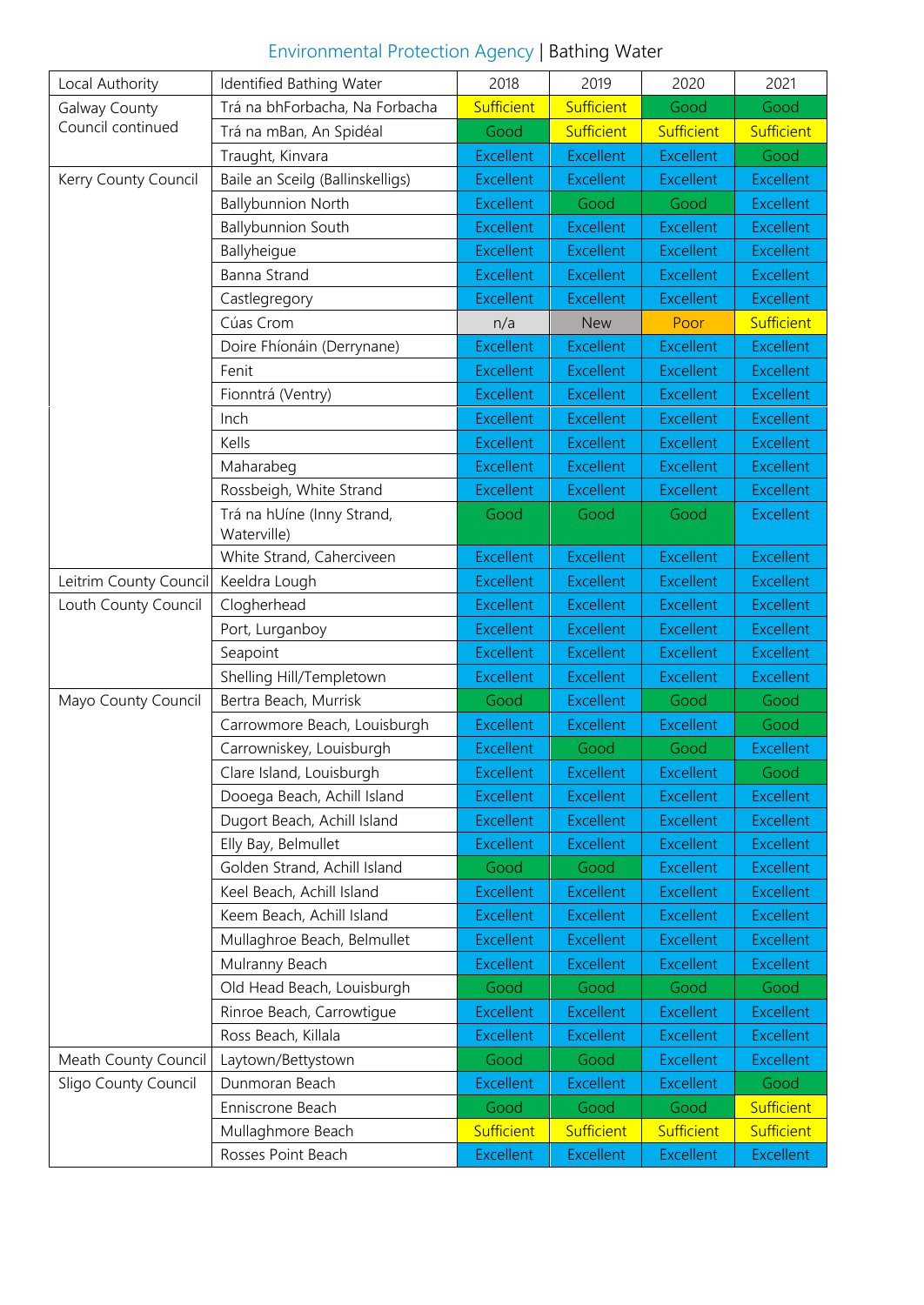Environmental Protection Agency | Bathing Water

| Local Authority | Identified Bathing Water | 2018 | 2019 | 2020 | 2021 |
|---|---|---|---|---|---|
| Galway County Council continued | Trá na bhForbacha, Na Forbacha | Sufficient | Sufficient | Good | Good |
| | Trá na mBan, An Spidéal | Good | Sufficient | Sufficient | Sufficient |
| | Traught, Kinvara | Excellent | Excellent | Excellent | Good |
| Kerry County Council | Baile an Sceilg (Ballinskelligs) | Excellent | Excellent | Excellent | Excellent |
| | Ballybunnion North | Excellent | Good | Good | Excellent |
| | Ballybunnion South | Excellent | Excellent | Excellent | Excellent |
| | Ballyheigue | Excellent | Excellent | Excellent | Excellent |
| | Banna Strand | Excellent | Excellent | Excellent | Excellent |
| | Castlegregory | Excellent | Excellent | Excellent | Excellent |
| | Cúas Crom | n/a | New | Poor | Sufficient |
| | Doire Fhíonáin (Derrynane) | Excellent | Excellent | Excellent | Excellent |
| | Fenit | Excellent | Excellent | Excellent | Excellent |
| | Fionntrá (Ventry) | Excellent | Excellent | Excellent | Excellent |
| | Inch | Excellent | Excellent | Excellent | Excellent |
| | Kells | Excellent | Excellent | Excellent | Excellent |
| | Maharabeg | Excellent | Excellent | Excellent | Excellent |
| | Rossbeigh, White Strand | Excellent | Excellent | Excellent | Excellent |
| | Trá na hUíne (Inny Strand, Waterville) | Good | Good | Good | Excellent |
| | White Strand, Caherciveen | Excellent | Excellent | Excellent | Excellent |
| Leitrim County Council | Keeldra Lough | Excellent | Excellent | Excellent | Excellent |
| Louth County Council | Clogherhead | Excellent | Excellent | Excellent | Excellent |
| | Port, Lurganboy | Excellent | Excellent | Excellent | Excellent |
| | Seapoint | Excellent | Excellent | Excellent | Excellent |
| | Shelling Hill/Templetown | Excellent | Excellent | Excellent | Excellent |
| Mayo County Council | Bertra Beach, Murrisk | Good | Excellent | Good | Good |
| | Carrowmore Beach, Louisburgh | Excellent | Excellent | Excellent | Good |
| | Carrowniskey, Louisburgh | Excellent | Good | Good | Excellent |
| | Clare Island, Louisburgh | Excellent | Excellent | Excellent | Good |
| | Dooega Beach, Achill Island | Excellent | Excellent | Excellent | Excellent |
| | Dugort Beach, Achill Island | Excellent | Excellent | Excellent | Excellent |
| | Elly Bay, Belmullet | Excellent | Excellent | Excellent | Excellent |
| | Golden Strand, Achill Island | Good | Good | Excellent | Excellent |
| | Keel Beach, Achill Island | Excellent | Excellent | Excellent | Excellent |
| | Keem Beach, Achill Island | Excellent | Excellent | Excellent | Excellent |
| | Mullaghroe Beach, Belmullet | Excellent | Excellent | Excellent | Excellent |
| | Mulranny Beach | Excellent | Excellent | Excellent | Excellent |
| | Old Head Beach, Louisburgh | Good | Good | Good | Good |
| | Rinroe Beach, Carrowtigue | Excellent | Excellent | Excellent | Excellent |
| | Ross Beach, Killala | Excellent | Excellent | Excellent | Excellent |
| Meath County Council | Laytown/Bettystown | Good | Good | Excellent | Excellent |
| Sligo County Council | Dunmoran Beach | Excellent | Excellent | Excellent | Good |
| | Enniscrone Beach | Good | Good | Good | Sufficient |
| | Mullaghmore Beach | Sufficient | Sufficient | Sufficient | Sufficient |
| | Rosses Point Beach | Excellent | Excellent | Excellent | Excellent |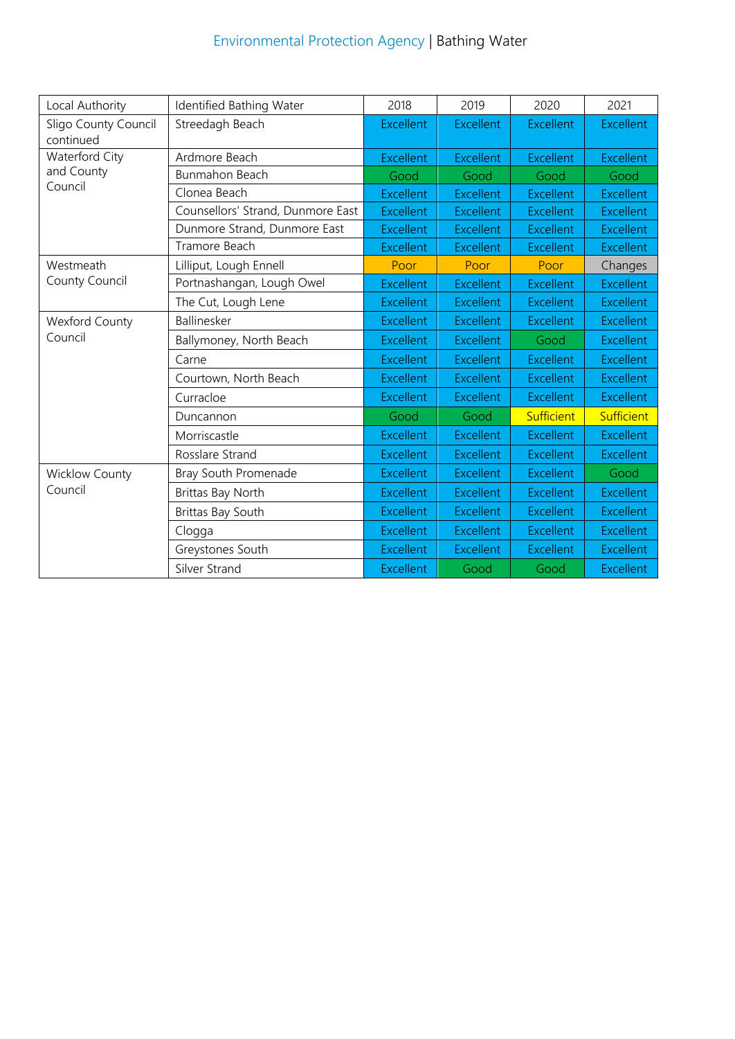| Local Authority | Identified Bathing Water | 2018 | 2019 | 2020 | 2021 |
|---|---|---|---|---|---|
| Sligo County Council continued | Streedagh Beach | Excellent | Excellent | Excellent | Excellent |
| Waterford City and County Council | Ardmore Beach | Excellent | Excellent | Excellent | Excellent |
| | Bunmahon Beach | Good | Good | Good | Good |
| | Clonea Beach | Excellent | Excellent | Excellent | Excellent |
| | Counsellors' Strand, Dunmore East | Excellent | Excellent | Excellent | Excellent |
| | Dunmore Strand, Dunmore East | Excellent | Excellent | Excellent | Excellent |
| | Tramore Beach | Excellent | Excellent | Excellent | Excellent |
| Westmeath County Council | Lilliput, Lough Ennell | Poor | Poor | Poor | Changes |
| | Portnashangan, Lough Owel | Excellent | Excellent | Excellent | Excellent |
| | The Cut, Lough Lene | Excellent | Excellent | Excellent | Excellent |
| Wexford County Council | Ballinesker | Excellent | Excellent | Excellent | Excellent |
| | Ballymoney, North Beach | Excellent | Excellent | Good | Excellent |
| | Carne | Excellent | Excellent | Excellent | Excellent |
| | Courtown, North Beach | Excellent | Excellent | Excellent | Excellent |
| | Curracloe | Excellent | Excellent | Excellent | Excellent |
| | Duncannon | Good | Good | Sufficient | Sufficient |
| | Morriscastle | Excellent | Excellent | Excellent | Excellent |
| | Rosslare Strand | Excellent | Excellent | Excellent | Excellent |
| Wicklow County Council | Bray South Promenade | Excellent | Excellent | Excellent | Good |
| | Brittas Bay North | Excellent | Excellent | Excellent | Excellent |
| | Brittas Bay South | Excellent | Excellent | Excellent | Excellent |
| | Clogga | Excellent | Excellent | Excellent | Excellent |
| | Greystones South | Excellent | Excellent | Excellent | Excellent |
| | Silver Strand | Excellent | Good | Good | Excellent |